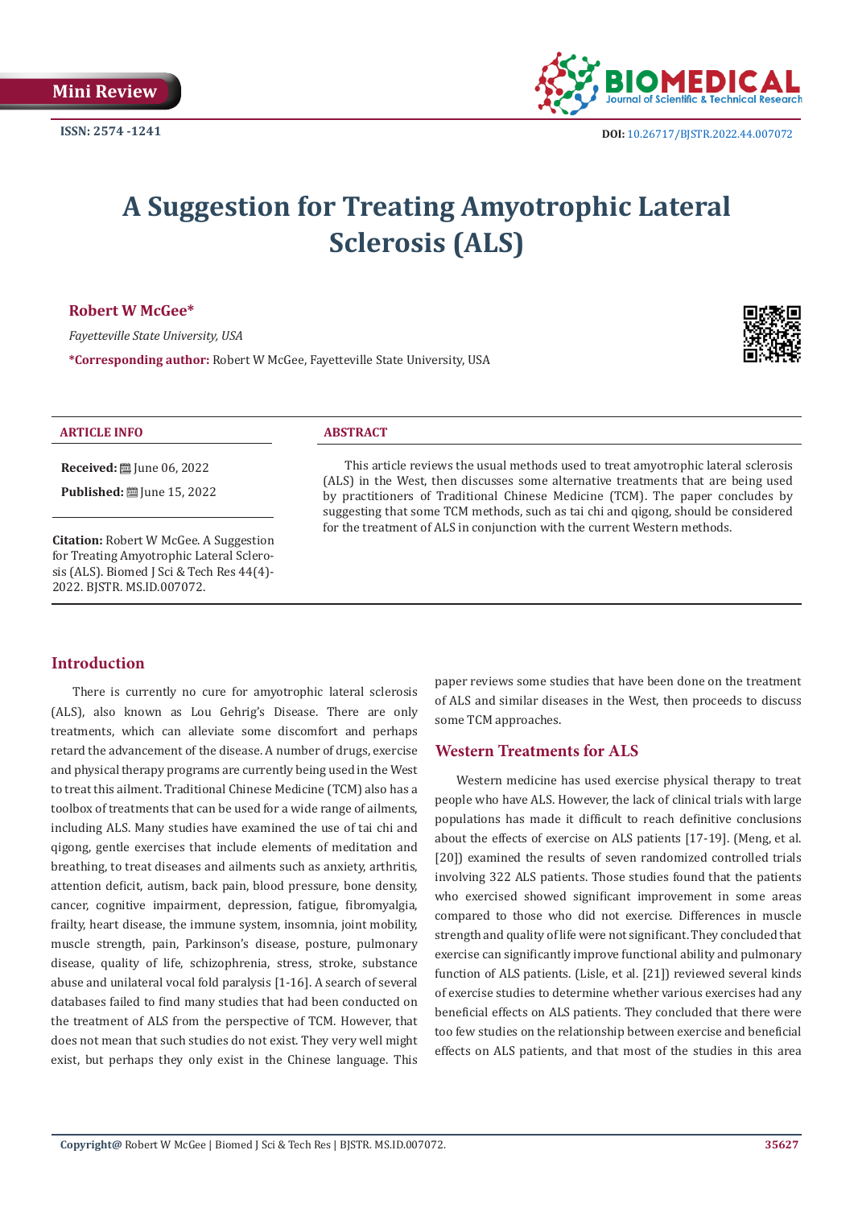Mini Review

ISSN: 2574 -1241

DOI: 10.26717/BJSTR.2022.44.007072

# A Suggestion for Treating Amyotrophic Lateral Sclerosis (ALS)

**Robert W McGee***

*Fayetteville State University, USA*

***Corresponding author:** Robert W McGee, Fayetteville State University, USA

**ARTICLE INFO**

**Received:** June 06, 2022

**Published:** June 15, 2022

**Citation:** Robert W McGee. A Suggestion for Treating Amyotrophic Lateral Sclerosis (ALS). Biomed J Sci & Tech Res 44(4)-2022. BJSTR. MS.ID.007072.

**ABSTRACT**

This article reviews the usual methods used to treat amyotrophic lateral sclerosis (ALS) in the West, then discusses some alternative treatments that are being used by practitioners of Traditional Chinese Medicine (TCM). The paper concludes by suggesting that some TCM methods, such as tai chi and qigong, should be considered for the treatment of ALS in conjunction with the current Western methods.

## Introduction

There is currently no cure for amyotrophic lateral sclerosis (ALS), also known as Lou Gehrig's Disease. There are only treatments, which can alleviate some discomfort and perhaps retard the advancement of the disease. A number of drugs, exercise and physical therapy programs are currently being used in the West to treat this ailment. Traditional Chinese Medicine (TCM) also has a toolbox of treatments that can be used for a wide range of ailments, including ALS. Many studies have examined the use of tai chi and qigong, gentle exercises that include elements of meditation and breathing, to treat diseases and ailments such as anxiety, arthritis, attention deficit, autism, back pain, blood pressure, bone density, cancer, cognitive impairment, depression, fatigue, fibromyalgia, frailty, heart disease, the immune system, insomnia, joint mobility, muscle strength, pain, Parkinson's disease, posture, pulmonary disease, quality of life, schizophrenia, stress, stroke, substance abuse and unilateral vocal fold paralysis [1-16]. A search of several databases failed to find many studies that had been conducted on the treatment of ALS from the perspective of TCM. However, that does not mean that such studies do not exist. They very well might exist, but perhaps they only exist in the Chinese language. This paper reviews some studies that have been done on the treatment of ALS and similar diseases in the West, then proceeds to discuss some TCM approaches.

## Western Treatments for ALS

Western medicine has used exercise physical therapy to treat people who have ALS. However, the lack of clinical trials with large populations has made it difficult to reach definitive conclusions about the effects of exercise on ALS patients [17-19]. (Meng, et al. [20]) examined the results of seven randomized controlled trials involving 322 ALS patients. Those studies found that the patients who exercised showed significant improvement in some areas compared to those who did not exercise. Differences in muscle strength and quality of life were not significant. They concluded that exercise can significantly improve functional ability and pulmonary function of ALS patients. (Lisle, et al. [21]) reviewed several kinds of exercise studies to determine whether various exercises had any beneficial effects on ALS patients. They concluded that there were too few studies on the relationship between exercise and beneficial effects on ALS patients, and that most of the studies in this area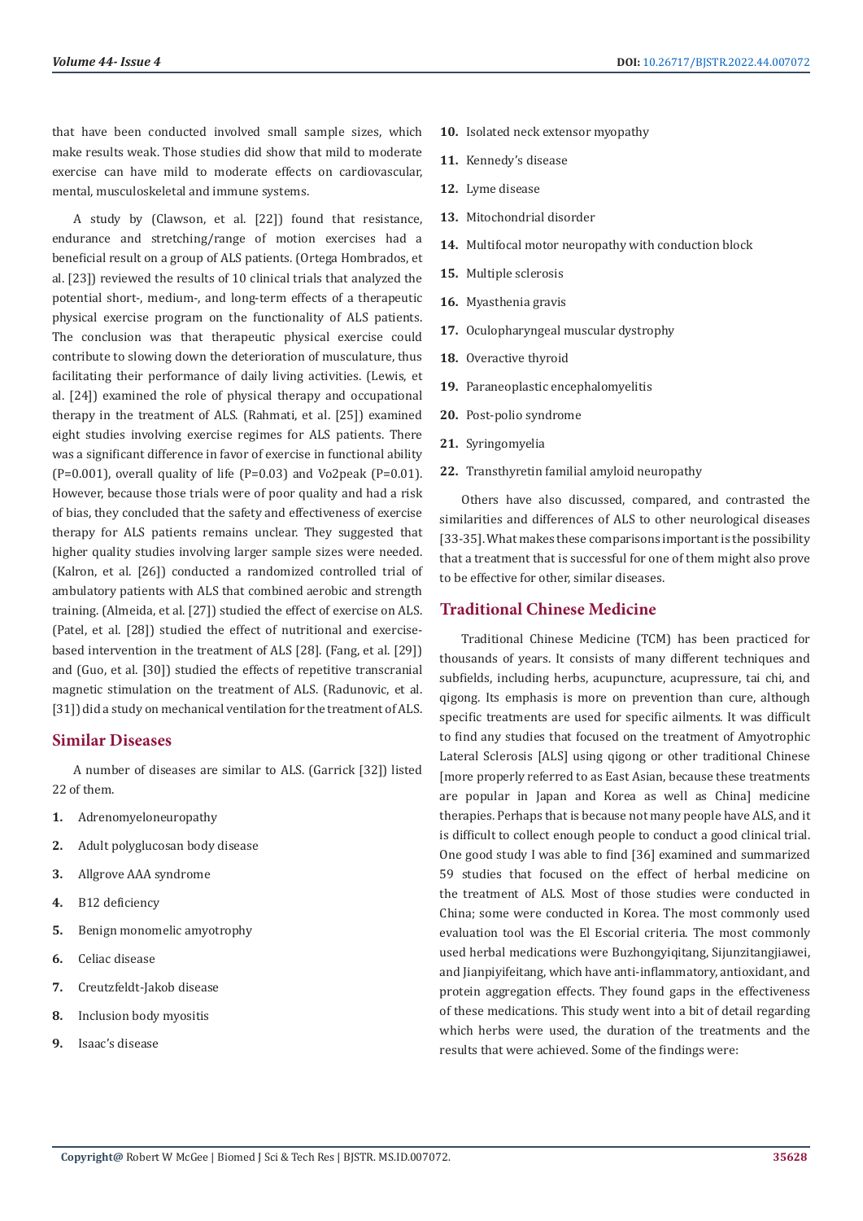that have been conducted involved small sample sizes, which make results weak. Those studies did show that mild to moderate exercise can have mild to moderate effects on cardiovascular, mental, musculoskeletal and immune systems.

A study by (Clawson, et al. [22]) found that resistance, endurance and stretching/range of motion exercises had a beneficial result on a group of ALS patients. (Ortega Hombrados, et al. [23]) reviewed the results of 10 clinical trials that analyzed the potential short-, medium-, and long-term effects of a therapeutic physical exercise program on the functionality of ALS patients. The conclusion was that therapeutic physical exercise could contribute to slowing down the deterioration of musculature, thus facilitating their performance of daily living activities. (Lewis, et al. [24]) examined the role of physical therapy and occupational therapy in the treatment of ALS. (Rahmati, et al. [25]) examined eight studies involving exercise regimes for ALS patients. There was a significant difference in favor of exercise in functional ability ($P=0.001$), overall quality of life ($P=0.03$) and Vo2peak ($P=0.01$). However, because those trials were of poor quality and had a risk of bias, they concluded that the safety and effectiveness of exercise therapy for ALS patients remains unclear. They suggested that higher quality studies involving larger sample sizes were needed. (Kalron, et al. [26]) conducted a randomized controlled trial of ambulatory patients with ALS that combined aerobic and strength training. (Almeida, et al. [27]) studied the effect of exercise on ALS. (Patel, et al. [28]) studied the effect of nutritional and exercise-based intervention in the treatment of ALS [28]. (Fang, et al. [29]) and (Guo, et al. [30]) studied the effects of repetitive transcranial magnetic stimulation on the treatment of ALS. (Radunovic, et al. [31]) did a study on mechanical ventilation for the treatment of ALS.

## Similar Diseases

A number of diseases are similar to ALS. (Garrick [32]) listed 22 of them.

1. Adrenomyeloneuropathy
2. Adult polyglucosan body disease
3. Allgrove AAA syndrome
4. B12 deficiency
5. Benign monomelic amyotrophy
6. Celiac disease
7. Creutzfeldt-Jakob disease
8. Inclusion body myositis
9. Isaac's disease
10. Isolated neck extensor myopathy
11. Kennedy's disease
12. Lyme disease
13. Mitochondrial disorder
14. Multifocal motor neuropathy with conduction block
15. Multiple sclerosis
16. Myasthenia gravis
17. Oculopharyngeal muscular dystrophy
18. Overactive thyroid
19. Paraneoplastic encephalomyelitis
20. Post-polio syndrome
21. Syringomyelia
22. Transthyretin familial amyloid neuropathy

Others have also discussed, compared, and contrasted the similarities and differences of ALS to other neurological diseases [33-35]. What makes these comparisons important is the possibility that a treatment that is successful for one of them might also prove to be effective for other, similar diseases.

## Traditional Chinese Medicine

Traditional Chinese Medicine (TCM) has been practiced for thousands of years. It consists of many different techniques and subfields, including herbs, acupuncture, acupressure, tai chi, and qigong. Its emphasis is more on prevention than cure, although specific treatments are used for specific ailments. It was difficult to find any studies that focused on the treatment of Amyotrophic Lateral Sclerosis [ALS] using qigong or other traditional Chinese [more properly referred to as East Asian, because these treatments are popular in Japan and Korea as well as China] medicine therapies. Perhaps that is because not many people have ALS, and it is difficult to collect enough people to conduct a good clinical trial. One good study I was able to find [36] examined and summarized 59 studies that focused on the effect of herbal medicine on the treatment of ALS. Most of those studies were conducted in China; some were conducted in Korea. The most commonly used evaluation tool was the El Escorial criteria. The most commonly used herbal medications were Buzhongyiqitang, Sijunzitangjiawei, and Jianpiyifeitang, which have anti-inflammatory, antioxidant, and protein aggregation effects. They found gaps in the effectiveness of these medications. This study went into a bit of detail regarding which herbs were used, the duration of the treatments and the results that were achieved. Some of the findings were: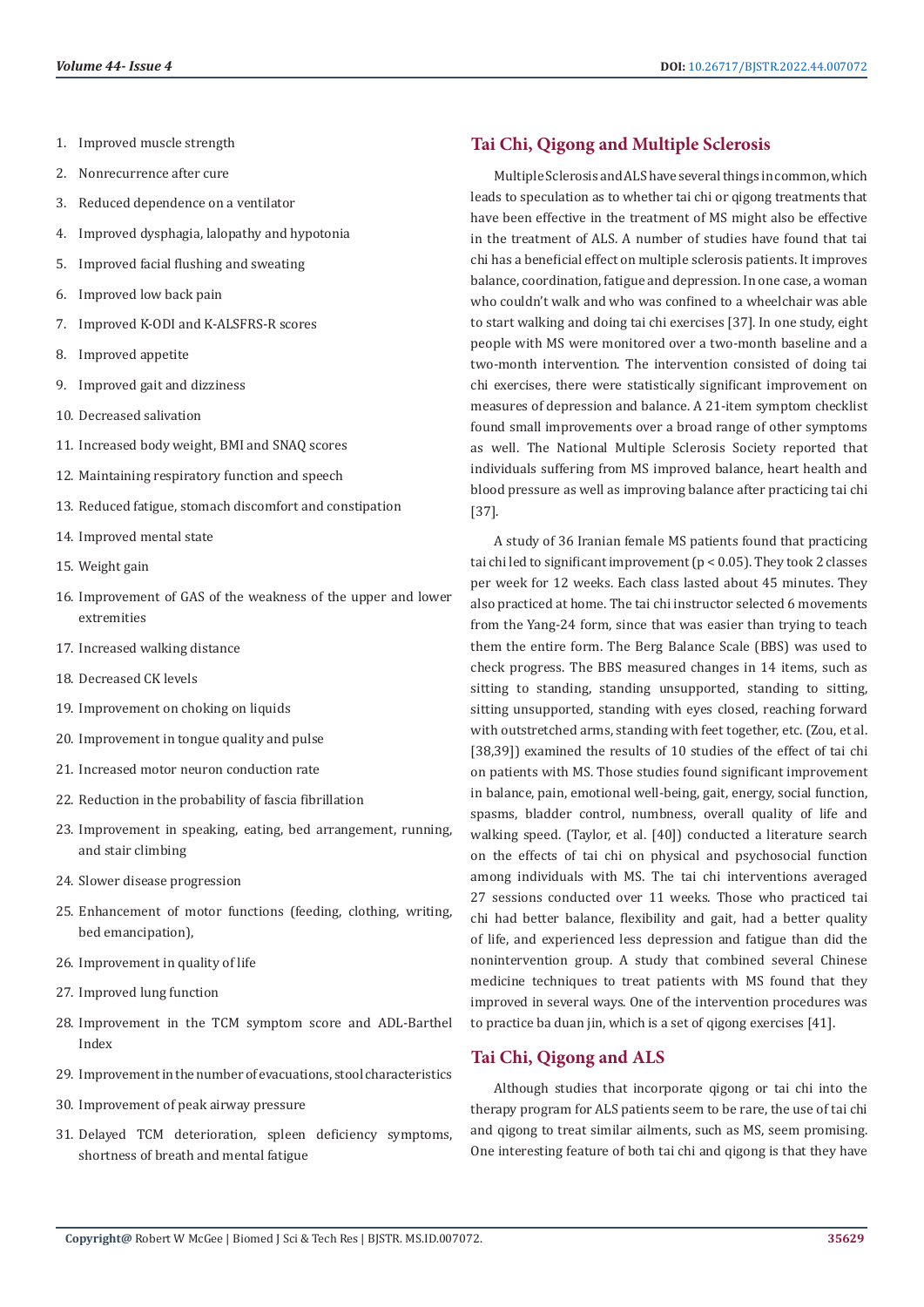1. Improved muscle strength
2. Nonrecurrence after cure
3. Reduced dependence on a ventilator
4. Improved dysphagia, lalopathy and hypotonia
5. Improved facial flushing and sweating
6. Improved low back pain
7. Improved K-ODI and K-ALSFRS-R scores
8. Improved appetite
9. Improved gait and dizziness
10. Decreased salivation
11. Increased body weight, BMI and SNAQ scores
12. Maintaining respiratory function and speech
13. Reduced fatigue, stomach discomfort and constipation
14. Improved mental state
15. Weight gain
16. Improvement of GAS of the weakness of the upper and lower extremities
17. Increased walking distance
18. Decreased CK levels
19. Improvement on choking on liquids
20. Improvement in tongue quality and pulse
21. Increased motor neuron conduction rate
22. Reduction in the probability of fascia fibrillation
23. Improvement in speaking, eating, bed arrangement, running, and stair climbing
24. Slower disease progression
25. Enhancement of motor functions (feeding, clothing, writing, bed emancipation),
26. Improvement in quality of life
27. Improved lung function
28. Improvement in the TCM symptom score and ADL-Barthel Index
29. Improvement in the number of evacuations, stool characteristics
30. Improvement of peak airway pressure
31. Delayed TCM deterioration, spleen deficiency symptoms, shortness of breath and mental fatigue

## Tai Chi, Qigong and Multiple Sclerosis

Multiple Sclerosis and ALS have several things in common, which leads to speculation as to whether tai chi or qigong treatments that have been effective in the treatment of MS might also be effective in the treatment of ALS. A number of studies have found that tai chi has a beneficial effect on multiple sclerosis patients. It improves balance, coordination, fatigue and depression. In one case, a woman who couldn't walk and who was confined to a wheelchair was able to start walking and doing tai chi exercises [37]. In one study, eight people with MS were monitored over a two-month baseline and a two-month intervention. The intervention consisted of doing tai chi exercises, there were statistically significant improvement on measures of depression and balance. A 21-item symptom checklist found small improvements over a broad range of other symptoms as well. The National Multiple Sclerosis Society reported that individuals suffering from MS improved balance, heart health and blood pressure as well as improving balance after practicing tai chi [37].

A study of 36 Iranian female MS patients found that practicing tai chi led to significant improvement ($p < 0.05$). They took 2 classes per week for 12 weeks. Each class lasted about 45 minutes. They also practiced at home. The tai chi instructor selected 6 movements from the Yang-24 form, since that was easier than trying to teach them the entire form. The Berg Balance Scale (BBS) was used to check progress. The BBS measured changes in 14 items, such as sitting to standing, standing unsupported, standing to sitting, sitting unsupported, standing with eyes closed, reaching forward with outstretched arms, standing with feet together, etc. (Zou, et al. [38,39]) examined the results of 10 studies of the effect of tai chi on patients with MS. Those studies found significant improvement in balance, pain, emotional well-being, gait, energy, social function, spasms, bladder control, numbness, overall quality of life and walking speed. (Taylor, et al. [40]) conducted a literature search on the effects of tai chi on physical and psychosocial function among individuals with MS. The tai chi interventions averaged 27 sessions conducted over 11 weeks. Those who practiced tai chi had better balance, flexibility and gait, had a better quality of life, and experienced less depression and fatigue than did the nonintervention group. A study that combined several Chinese medicine techniques to treat patients with MS found that they improved in several ways. One of the intervention procedures was to practice ba duan jin, which is a set of qigong exercises [41].

## Tai Chi, Qigong and ALS

Although studies that incorporate qigong or tai chi into the therapy program for ALS patients seem to be rare, the use of tai chi and qigong to treat similar ailments, such as MS, seem promising. One interesting feature of both tai chi and qigong is that they have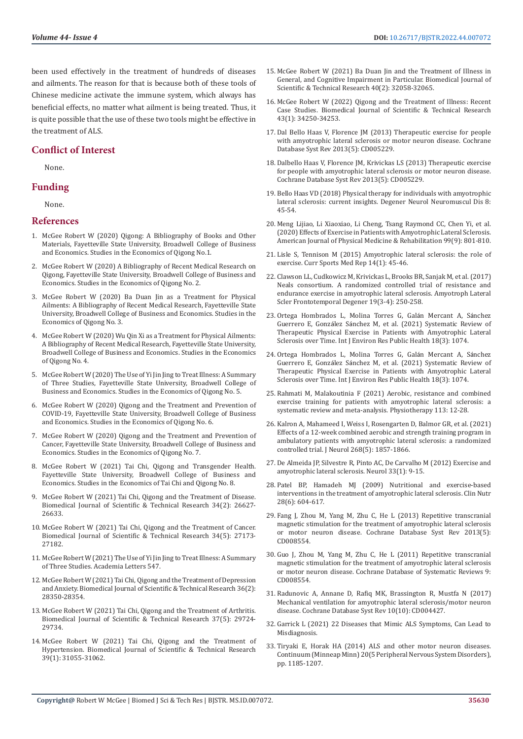been used effectively in the treatment of hundreds of diseases and ailments. The reason for that is because both of these tools of Chinese medicine activate the immune system, which always has beneficial effects, no matter what ailment is being treated. Thus, it is quite possible that the use of these two tools might be effective in the treatment of ALS.

## Conflict of Interest

None.

## Funding

None.

## References

1. McGee Robert W (2020) Qigong: A Bibliography of Books and Other Materials, Fayetteville State University, Broadwell College of Business and Economics. Studies in the Economics of Qigong No.1.
2. McGee Robert W (2020) A Bibliography of Recent Medical Research on Qigong, Fayetteville State University, Broadwell College of Business and Economics. Studies in the Economics of Qigong No. 2.
3. McGee Robert W (2020) Ba Duan Jin as a Treatment for Physical Ailments: A Bibliography of Recent Medical Research, Fayetteville State University, Broadwell College of Business and Economics. Studies in the Economics of Qigong No. 3.
4. McGee Robert W (2020) Wu Qin Xi as a Treatment for Physical Ailments: A Bibliography of Recent Medical Research, Fayetteville State University, Broadwell College of Business and Economics. Studies in the Economics of Qigong No. 4.
5. McGee Robert W (2020) The Use of Yi Jin Jing to Treat Illness: A Summary of Three Studies, Fayetteville State University, Broadwell College of Business and Economics. Studies in the Economics of Qigong No. 5.
6. McGee Robert W (2020) Qigong and the Treatment and Prevention of COVID-19, Fayetteville State University, Broadwell College of Business and Economics. Studies in the Economics of Qigong No. 6.
7. McGee Robert W (2020) Qigong and the Treatment and Prevention of Cancer, Fayetteville State University, Broadwell College of Business and Economics. Studies in the Economics of Qigong No. 7.
8. McGee Robert W (2021) Tai Chi, Qigong and Transgender Health. Fayetteville State University, Broadwell College of Business and Economics. Studies in the Economics of Tai Chi and Qigong No. 8.
9. McGee Robert W (2021) Tai Chi, Qigong and the Treatment of Disease. Biomedical Journal of Scientific & Technical Research 34(2): 26627-26633.
10. McGee Robert W (2021) Tai Chi, Qigong and the Treatment of Cancer. Biomedical Journal of Scientific & Technical Research 34(5): 27173-27182.
11. McGee Robert W (2021) The Use of Yi Jin Jing to Treat Illness: A Summary of Three Studies. Academia Letters 547.
12. McGee Robert W (2021) Tai Chi, Qigong and the Treatment of Depression and Anxiety. Biomedical Journal of Scientific & Technical Research 36(2): 28350-28354.
13. McGee Robert W (2021) Tai Chi, Qigong and the Treatment of Arthritis. Biomedical Journal of Scientific & Technical Research 37(5): 29724-29734.
14. McGee Robert W (2021) Tai Chi, Qigong and the Treatment of Hypertension. Biomedical Journal of Scientific & Technical Research 39(1): 31055-31062.
15. McGee Robert W (2021) Ba Duan Jin and the Treatment of Illness in General, and Cognitive Impairment in Particular. Biomedical Journal of Scientific & Technical Research 40(2): 32058-32065.
16. McGee Robert W (2022) Qigong and the Treatment of Illness: Recent Case Studies. Biomedical Journal of Scientific & Technical Research 43(1): 34250-34253.
17. Dal Bello Haas V, Florence JM (2013) Therapeutic exercise for people with amyotrophic lateral sclerosis or motor neuron disease. Cochrane Database Syst Rev 2013(5): CD005229.
18. Dalbello Haas V, Florence JM, Krivickas LS (2013) Therapeutic exercise for people with amyotrophic lateral sclerosis or motor neuron disease. Cochrane Database Syst Rev 2013(5): CD005229.
19. Bello Haas VD (2018) Physical therapy for individuals with amyotrophic lateral sclerosis: current insights. Degener Neurol Neuromuscul Dis 8: 45-54.
20. Meng Lijiao, Li Xiaoxiao, Li Cheng, Tsang Raymond CC, Chen Yi, et al. (2020) Effects of Exercise in Patients with Amyotrophic Lateral Sclerosis. American Journal of Physical Medicine & Rehabilitation 99(9): 801-810.
21. Lisle S, Tennison M (2015) Amyotrophic lateral sclerosis: the role of exercise. Curr Sports Med Rep 14(1): 45-46.
22. Clawson LL, Cudkowicz M, Krivickas L, Brooks BR, Sanjak M, et al. (2017) Neals consortium. A randomized controlled trial of resistance and endurance exercise in amyotrophic lateral sclerosis. Amyotroph Lateral Scler Frontotemporal Degener 19(3-4): 250-258.
23. Ortega Hombrados L, Molina Torres G, Galán Mercant A, Sánchez Guerrero E, González Sánchez M, et al. (2021) Systematic Review of Therapeutic Physical Exercise in Patients with Amyotrophic Lateral Sclerosis over Time. Int J Environ Res Public Health 18(3): 1074.
24. Ortega Hombrados L, Molina Torres G, Galán Mercant A, Sánchez Guerrero E, González Sánchez M, et al. (2021) Systematic Review of Therapeutic Physical Exercise in Patients with Amyotrophic Lateral Sclerosis over Time. Int J Environ Res Public Health 18(3): 1074.
25. Rahmati M, Malakoutinia F (2021) Aerobic, resistance and combined exercise training for patients with amyotrophic lateral sclerosis: a systematic review and meta-analysis. Physiotherapy 113: 12-28.
26. Kalron A, Mahameed I, Weiss I, Rosengarten D, Balmor GR, et al. (2021) Effects of a 12-week combined aerobic and strength training program in ambulatory patients with amyotrophic lateral sclerosis: a randomized controlled trial. J Neurol 268(5): 1857-1866.
27. De Almeida JP, Silvestre R, Pinto AC, De Carvalho M (2012) Exercise and amyotrophic lateral sclerosis. Neurol 33(1): 9-15.
28. Patel BP, Hamadeh MJ (2009) Nutritional and exercise-based interventions in the treatment of amyotrophic lateral sclerosis. Clin Nutr 28(6): 604-617.
29. Fang J, Zhou M, Yang M, Zhu C, He L (2013) Repetitive transcranial magnetic stimulation for the treatment of amyotrophic lateral sclerosis or motor neuron disease. Cochrane Database Syst Rev 2013(5): CD008554.
30. Guo J, Zhou M, Yang M, Zhu C, He L (2011) Repetitive transcranial magnetic stimulation for the treatment of amyotrophic lateral sclerosis or motor neuron disease. Cochrane Database of Systematic Reviews 9: CD008554.
31. Radunovic A, Annane D, Rafiq MK, Brassington R, Mustfa N (2017) Mechanical ventilation for amyotrophic lateral sclerosis/motor neuron disease. Cochrane Database Syst Rev 10(10): CD004427.
32. Garrick L (2021) 22 Diseases that Mimic ALS Symptoms, Can Lead to Misdiagnosis.
33. Tiryaki E, Horak HA (2014) ALS and other motor neuron diseases. Continuum (Minneap Minn) 20(5 Peripheral Nervous System Disorders), pp. 1185-1207.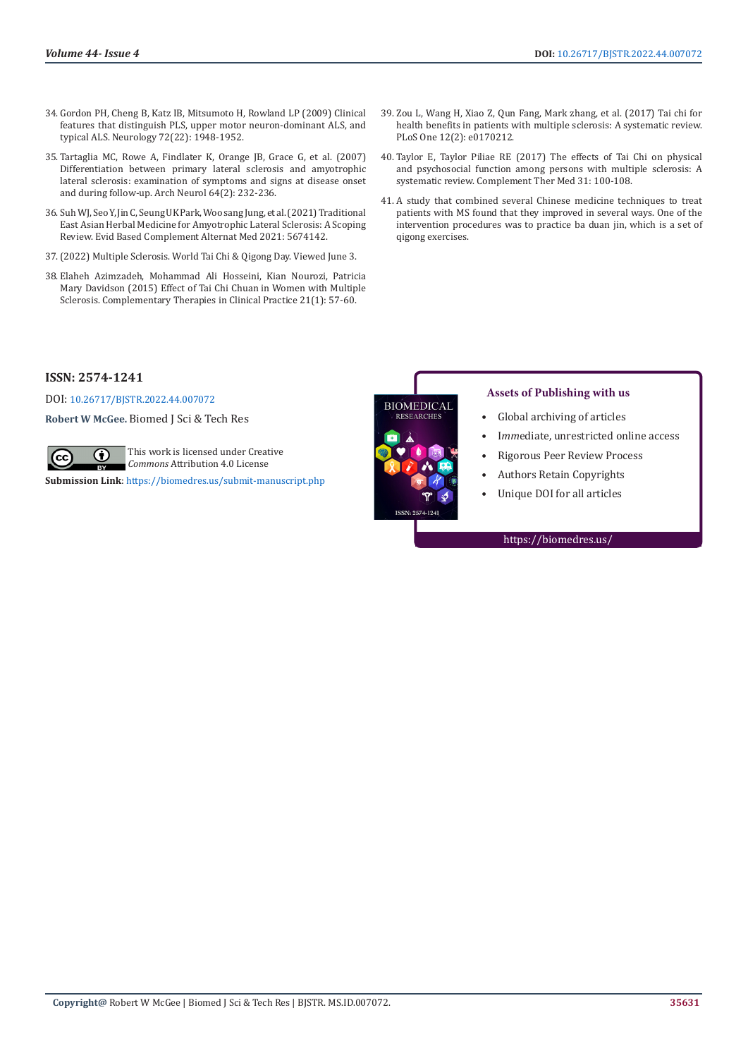34. Gordon PH, Cheng B, Katz IB, Mitsumoto H, Rowland LP (2009) Clinical features that distinguish PLS, upper motor neuron-dominant ALS, and typical ALS. Neurology 72(22): 1948-1952.
35. Tartaglia MC, Rowe A, Findlater K, Orange JB, Grace G, et al. (2007) Differentiation between primary lateral sclerosis and amyotrophic lateral sclerosis: examination of symptoms and signs at disease onset and during follow-up. Arch Neurol 64(2): 232-236.
36. Suh WJ, Seo Y, Jin C, Seung UK Park, Woo sang Jung, et al. (2021) Traditional East Asian Herbal Medicine for Amyotrophic Lateral Sclerosis: A Scoping Review. Evid Based Complement Alternat Med 2021: 5674142.
37. (2022) Multiple Sclerosis. World Tai Chi & Qigong Day. Viewed June 3.
38. Elaheh Azimzadeh, Mohammad Ali Hosseini, Kian Nourozi, Patricia Mary Davidson (2015) Effect of Tai Chi Chuan in Women with Multiple Sclerosis. Complementary Therapies in Clinical Practice 21(1): 57-60.
39. Zou L, Wang H, Xiao Z, Qun Fang, Mark zhang, et al. (2017) Tai chi for health benefits in patients with multiple sclerosis: A systematic review. PLoS One 12(2): e0170212.
40. Taylor E, Taylor Piliae RE (2017) The effects of Tai Chi on physical and psychosocial function among persons with multiple sclerosis: A systematic review. Complement Ther Med 31: 100-108.
41. A study that combined several Chinese medicine techniques to treat patients with MS found that they improved in several ways. One of the intervention procedures was to practice ba duan jin, which is a set of qigong exercises.

**ISSN: 2574-1241**

DOI: 10.26717/BJSTR.2022.44.007072

**Robert W McGee.** Biomed J Sci & Tech Res

This work is licensed under Creative *Commons* Attribution 4.0 License

**Submission Link**: https://biomedres.us/submit-manuscript.php

**Assets of Publishing with us**

- Global archiving of articles
- Immediate, unrestricted online access
- Rigorous Peer Review Process
- Authors Retain Copyrights
- Unique DOI for all articles

https://biomedres.us/